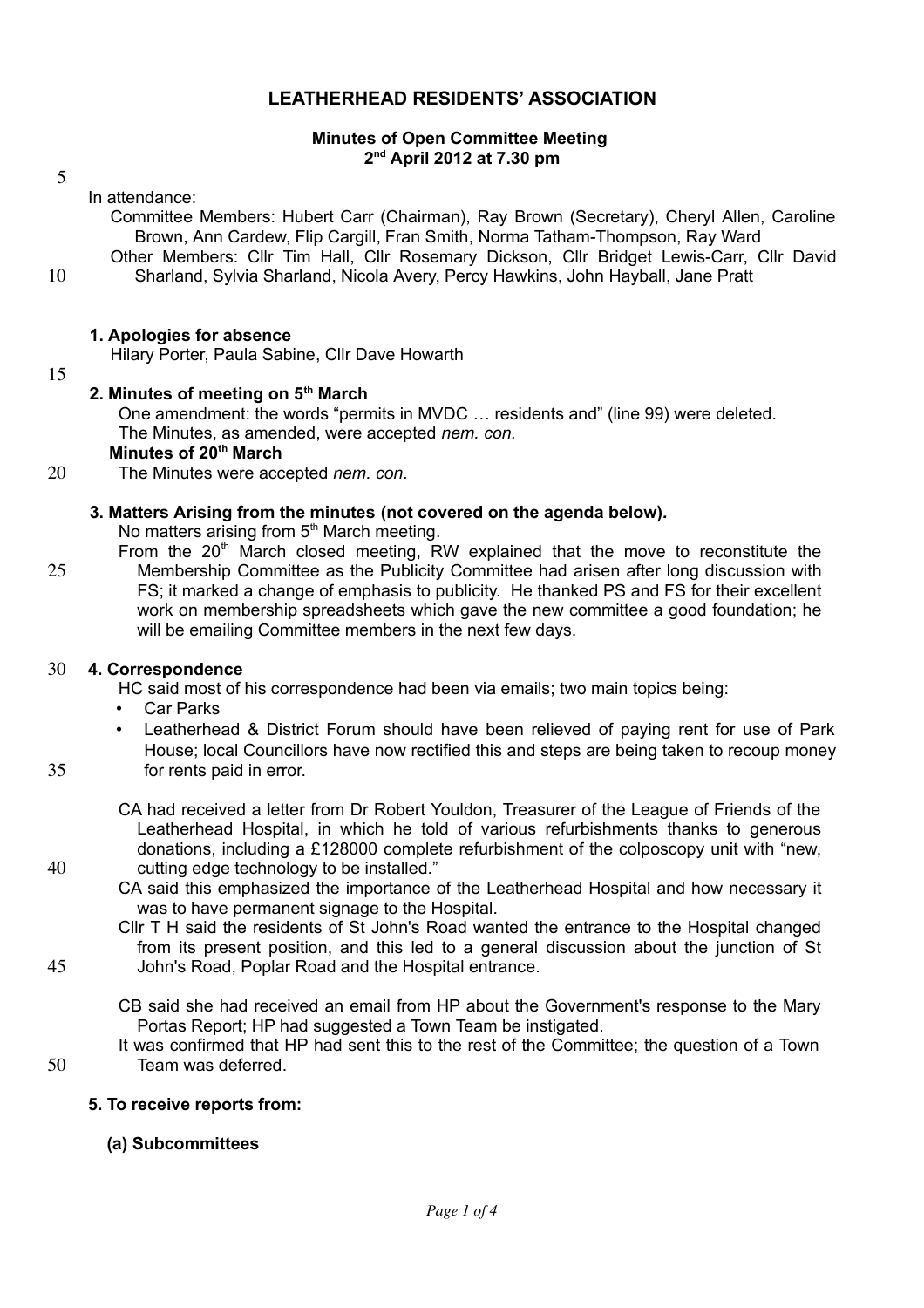# LEATHERHEAD RESIDENTS' ASSOCIATION

### Minutes of Open Committee Meeting
### 2nd April 2012 at 7.30 pm

In attendance:

Committee Members: Hubert Carr (Chairman), Ray Brown (Secretary), Cheryl Allen, Caroline Brown, Ann Cardew, Flip Cargill, Fran Smith, Norma Tatham-Thompson, Ray Ward

Other Members: Cllr Tim Hall, Cllr Rosemary Dickson, Cllr Bridget Lewis-Carr, Cllr David Sharland, Sylvia Sharland, Nicola Avery, Percy Hawkins, John Hayball, Jane Pratt

**1. Apologies for absence**

Hilary Porter, Paula Sabine, Cllr Dave Howarth

**2. Minutes of meeting on 5th March**

One amendment: the words "permits in MVDC … residents and" (line 99) were deleted.
The Minutes, as amended, were accepted *nem. con.*

**Minutes of 20th March**

The Minutes were accepted *nem. con.*

**3. Matters Arising from the minutes (not covered on the agenda below).**

No matters arising from 5th March meeting.

From the 20th March closed meeting, RW explained that the move to reconstitute the Membership Committee as the Publicity Committee had arisen after long discussion with FS; it marked a change of emphasis to publicity. He thanked PS and FS for their excellent work on membership spreadsheets which gave the new committee a good foundation; he will be emailing Committee members in the next few days.

**4. Correspondence**

HC said most of his correspondence had been via emails; two main topics being:

- Car Parks
- Leatherhead & District Forum should have been relieved of paying rent for use of Park House; local Councillors have now rectified this and steps are being taken to recoup money for rents paid in error.

CA had received a letter from Dr Robert Youldon, Treasurer of the League of Friends of the Leatherhead Hospital, in which he told of various refurbishments thanks to generous donations, including a £128000 complete refurbishment of the colposcopy unit with "new, cutting edge technology to be installed."

CA said this emphasized the importance of the Leatherhead Hospital and how necessary it was to have permanent signage to the Hospital.

Cllr T H said the residents of St John's Road wanted the entrance to the Hospital changed from its present position, and this led to a general discussion about the junction of St John's Road, Poplar Road and the Hospital entrance.

CB said she had received an email from HP about the Government's response to the Mary Portas Report; HP had suggested a Town Team be instigated.

It was confirmed that HP had sent this to the rest of the Committee; the question of a Town Team was deferred.

**5. To receive reports from:**

**(a) Subcommittees**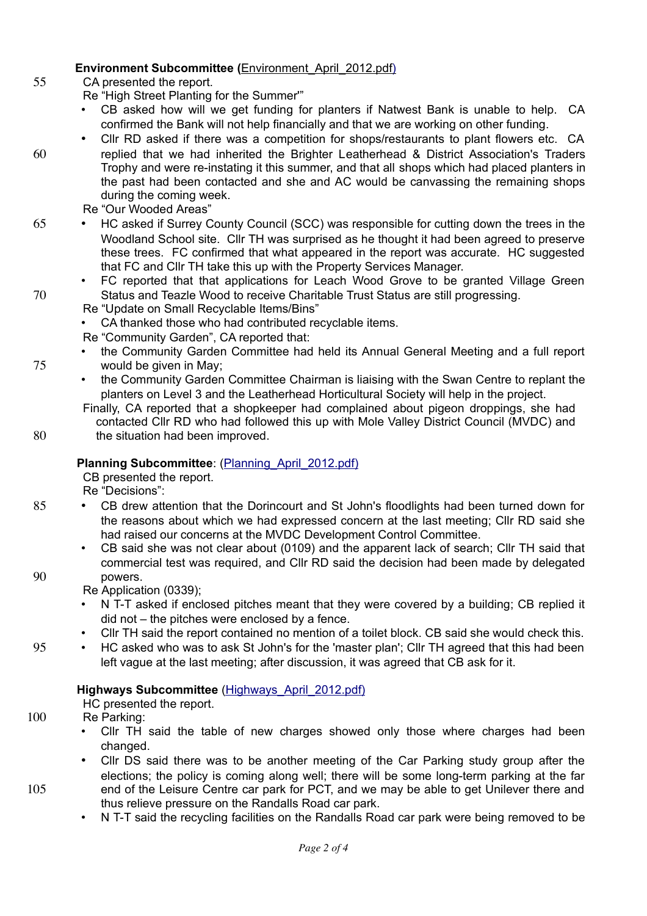**Environment Subcommittee (**Environment_April_2012.pdf)

CA presented the report.

Re "High Street Planting for the Summer'"

- CB asked how will we get funding for planters if Natwest Bank is unable to help. CA confirmed the Bank will not help financially and that we are working on other funding.
- Cllr RD asked if there was a competition for shops/restaurants to plant flowers etc. CA replied that we had inherited the Brighter Leatherhead & District Association's Traders Trophy and were re-instating it this summer, and that all shops which had placed planters in the past had been contacted and she and AC would be canvassing the remaining shops during the coming week.

Re "Our Wooded Areas"

- HC asked if Surrey County Council (SCC) was responsible for cutting down the trees in the Woodland School site. Cllr TH was surprised as he thought it had been agreed to preserve these trees. FC confirmed that what appeared in the report was accurate. HC suggested that FC and Cllr TH take this up with the Property Services Manager.
- FC reported that that applications for Leach Wood Grove to be granted Village Green Status and Teazle Wood to receive Charitable Trust Status are still progressing.

Re "Update on Small Recyclable Items/Bins"

- CA thanked those who had contributed recyclable items.

Re "Community Garden", CA reported that:

- the Community Garden Committee had held its Annual General Meeting and a full report would be given in May;
- the Community Garden Committee Chairman is liaising with the Swan Centre to replant the planters on Level 3 and the Leatherhead Horticultural Society will help in the project.

Finally, CA reported that a shopkeeper had complained about pigeon droppings, she had contacted Cllr RD who had followed this up with Mole Valley District Council (MVDC) and the situation had been improved.

**Planning Subcommittee**: (Planning_April_2012.pdf)

CB presented the report.

Re "Decisions":

- CB drew attention that the Dorincourt and St John's floodlights had been turned down for the reasons about which we had expressed concern at the last meeting; Cllr RD said she had raised our concerns at the MVDC Development Control Committee.
- CB said she was not clear about (0109) and the apparent lack of search; Cllr TH said that commercial test was required, and Cllr RD said the decision had been made by delegated powers.

Re Application (0339);

- N T-T asked if enclosed pitches meant that they were covered by a building; CB replied it did not – the pitches were enclosed by a fence.
- Cllr TH said the report contained no mention of a toilet block. CB said she would check this.
- HC asked who was to ask St John's for the 'master plan'; Cllr TH agreed that this had been left vague at the last meeting; after discussion, it was agreed that CB ask for it.

**Highways Subcommittee** (Highways_April_2012.pdf)

HC presented the report.

Re Parking:

- Cllr TH said the table of new charges showed only those where charges had been changed.
- Cllr DS said there was to be another meeting of the Car Parking study group after the elections; the policy is coming along well; there will be some long-term parking at the far end of the Leisure Centre car park for PCT, and we may be able to get Unilever there and thus relieve pressure on the Randalls Road car park.
- N T-T said the recycling facilities on the Randalls Road car park were being removed to be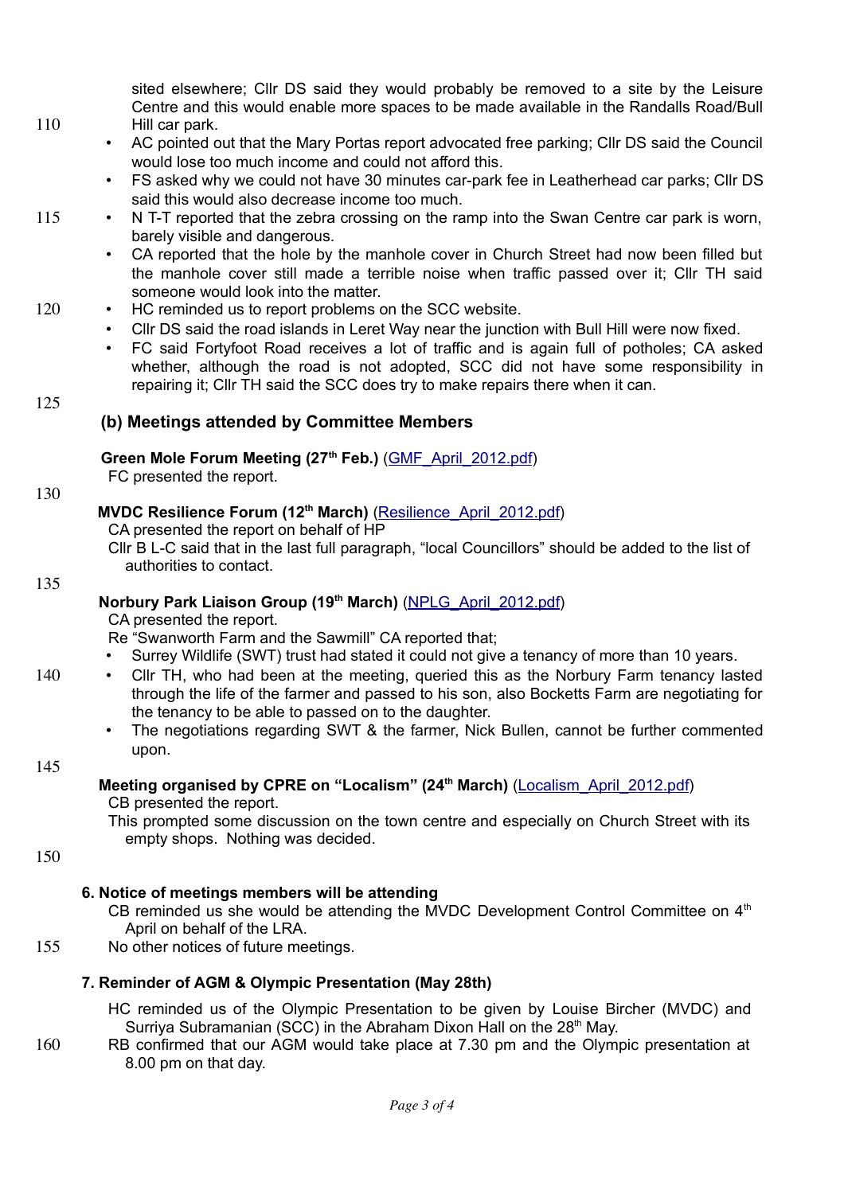sited elsewhere; Cllr DS said they would probably be removed to a site by the Leisure Centre and this would enable more spaces to be made available in the Randalls Road/Bull Hill car park.

- AC pointed out that the Mary Portas report advocated free parking; Cllr DS said the Council would lose too much income and could not afford this.
- FS asked why we could not have 30 minutes car-park fee in Leatherhead car parks; Cllr DS said this would also decrease income too much.
- N T-T reported that the zebra crossing on the ramp into the Swan Centre car park is worn, barely visible and dangerous.
- CA reported that the hole by the manhole cover in Church Street had now been filled but the manhole cover still made a terrible noise when traffic passed over it; Cllr TH said someone would look into the matter.
- HC reminded us to report problems on the SCC website.
- Cllr DS said the road islands in Leret Way near the junction with Bull Hill were now fixed.
- FC said Fortyfoot Road receives a lot of traffic and is again full of potholes; CA asked whether, although the road is not adopted, SCC did not have some responsibility in repairing it; Cllr TH said the SCC does try to make repairs there when it can.

### (b) Meetings attended by Committee Members

**Green Mole Forum Meeting (27th Feb.)** (GMF_April_2012.pdf)

FC presented the report.

**MVDC Resilience Forum (12th March)** (Resilience_April_2012.pdf)

CA presented the report on behalf of HP

Cllr B L-C said that in the last full paragraph, "local Councillors" should be added to the list of authorities to contact.

**Norbury Park Liaison Group (19th March)** (NPLG_April_2012.pdf)

CA presented the report.

Re "Swanworth Farm and the Sawmill" CA reported that;

- Surrey Wildlife (SWT) trust had stated it could not give a tenancy of more than 10 years.
- Cllr TH, who had been at the meeting, queried this as the Norbury Farm tenancy lasted through the life of the farmer and passed to his son, also Bocketts Farm are negotiating for the tenancy to be able to passed on to the daughter.
- The negotiations regarding SWT & the farmer, Nick Bullen, cannot be further commented upon.

**Meeting organised by CPRE on "Localism" (24th March)** (Localism_April_2012.pdf)

CB presented the report.

This prompted some discussion on the town centre and especially on Church Street with its empty shops. Nothing was decided.

### 6. Notice of meetings members will be attending

CB reminded us she would be attending the MVDC Development Control Committee on 4th April on behalf of the LRA.

No other notices of future meetings.

### 7. Reminder of AGM & Olympic Presentation (May 28th)

HC reminded us of the Olympic Presentation to be given by Louise Bircher (MVDC) and Surriya Subramanian (SCC) in the Abraham Dixon Hall on the 28th May.

RB confirmed that our AGM would take place at 7.30 pm and the Olympic presentation at 8.00 pm on that day.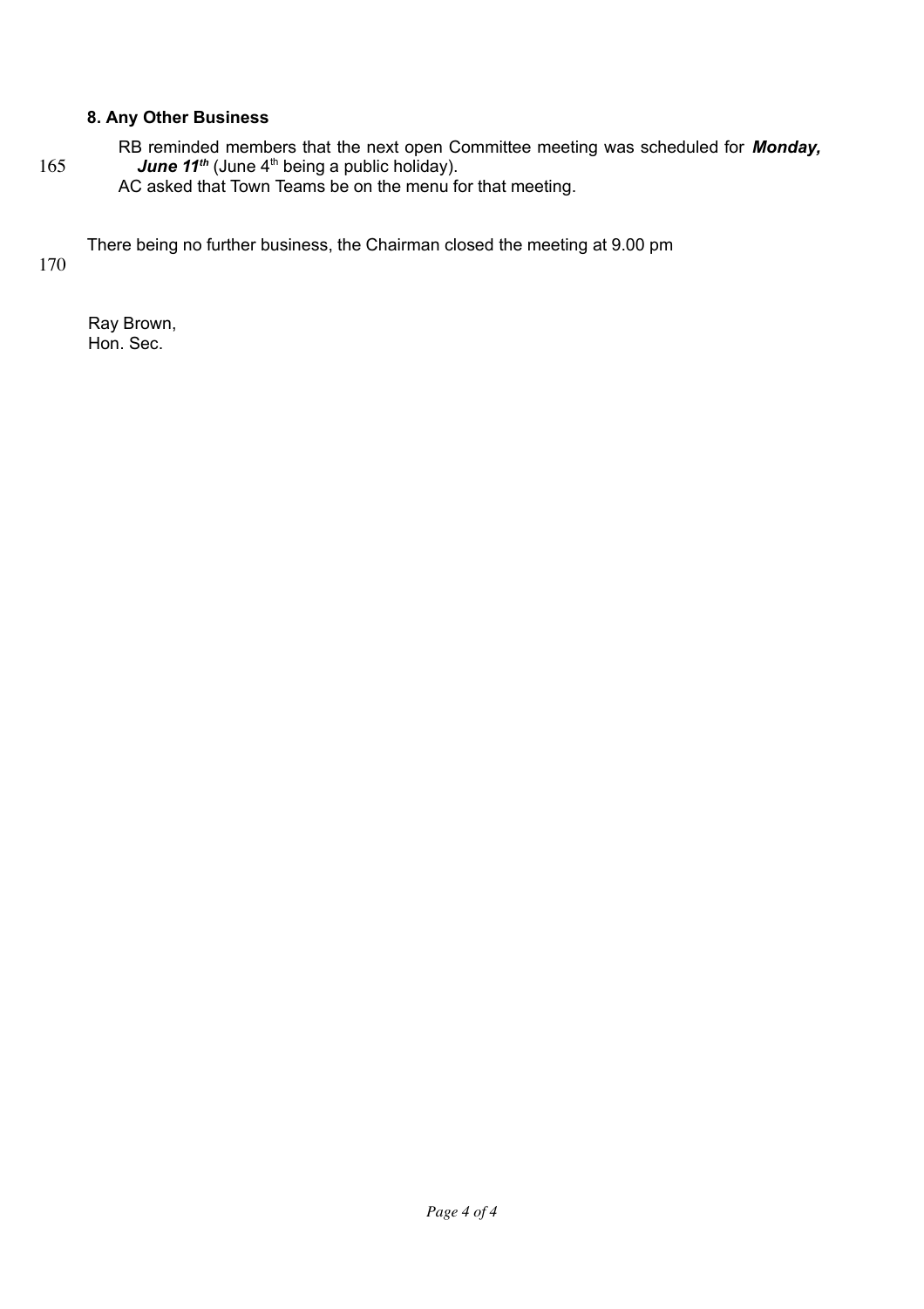### 8. Any Other Business

RB reminded members that the next open Committee meeting was scheduled for ***Monday, June 11th*** (June 4th being a public holiday).

AC asked that Town Teams be on the menu for that meeting.

There being no further business, the Chairman closed the meeting at 9.00 pm

Ray Brown,
Hon. Sec.